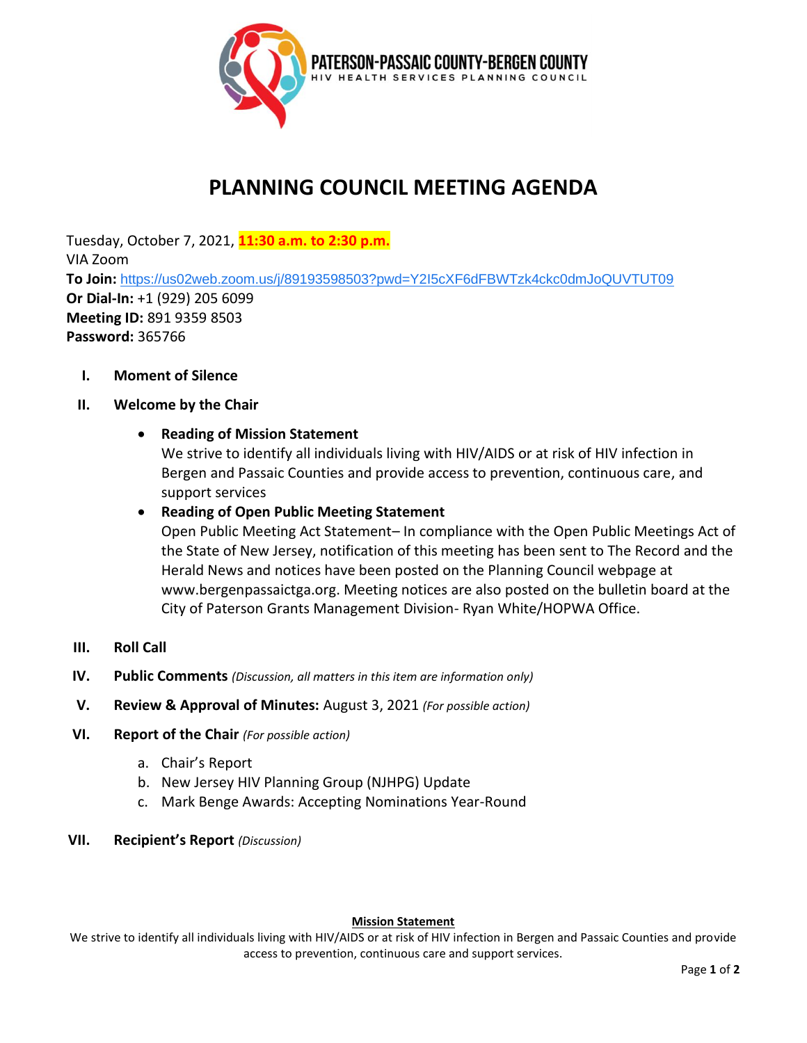**PATERSON-PASSAIC COUNTY-BERGEN COUNTY**
HIV HEALTH SERVICES PLANNING COUNCIL

# PLANNING COUNCIL MEETING AGENDA

Tuesday, October 7, 2021, **11:30 a.m. to 2:30 p.m.**
VIA Zoom
**To Join:** https://us02web.zoom.us/j/89193598503?pwd=Y2I5cXF6dFBWTzk4ckc0dmJoQUVTUT09
**Or Dial-In:** +1 (929) 205 6099
**Meeting ID:** 891 9359 8503
**Password:** 365766

I. **Moment of Silence**

II. **Welcome by the Chair**

- **Reading of Mission Statement**
  We strive to identify all individuals living with HIV/AIDS or at risk of HIV infection in Bergen and Passaic Counties and provide access to prevention, continuous care, and support services
- **Reading of Open Public Meeting Statement**
  Open Public Meeting Act Statement– In compliance with the Open Public Meetings Act of the State of New Jersey, notification of this meeting has been sent to The Record and the Herald News and notices have been posted on the Planning Council webpage at www.bergenpassaictga.org. Meeting notices are also posted on the bulletin board at the City of Paterson Grants Management Division- Ryan White/HOPWA Office.

III. **Roll Call**

IV. **Public Comments** *(Discussion, all matters in this item are information only)*

V. **Review & Approval of Minutes:** August 3, 2021 *(For possible action)*

VI. **Report of the Chair** *(For possible action)*

  a. Chair's Report
  b. New Jersey HIV Planning Group (NJHPG) Update
  c. Mark Benge Awards: Accepting Nominations Year-Round

VII. **Recipient's Report** *(Discussion)*

**Mission Statement**
We strive to identify all individuals living with HIV/AIDS or at risk of HIV infection in Bergen and Passaic Counties and provide access to prevention, continuous care and support services.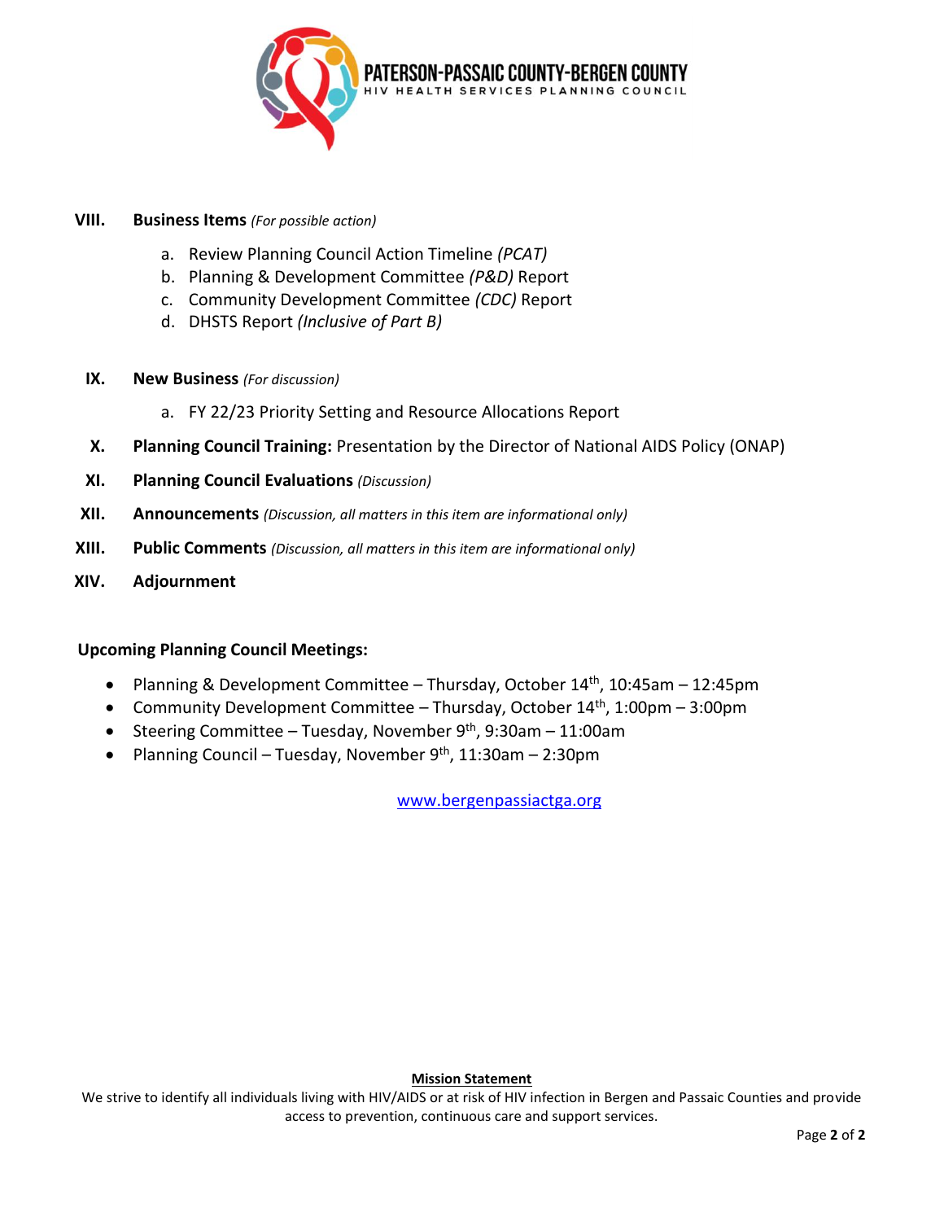PATERSON-PASSAIC COUNTY-BERGEN COUNTY
HIV HEALTH SERVICES PLANNING COUNCIL

**VIII. Business Items** *(For possible action)*

a. Review Planning Council Action Timeline *(PCAT)*
b. Planning & Development Committee *(P&D)* Report
c. Community Development Committee *(CDC)* Report
d. DHSTS Report *(Inclusive of Part B)*

**IX. New Business** *(For discussion)*

a. FY 22/23 Priority Setting and Resource Allocations Report

**X. Planning Council Training:** Presentation by the Director of National AIDS Policy (ONAP)

**XI. Planning Council Evaluations** *(Discussion)*

**XII. Announcements** *(Discussion, all matters in this item are informational only)*

**XIII. Public Comments** *(Discussion, all matters in this item are informational only)*

**XIV. Adjournment**

**Upcoming Planning Council Meetings:**

- Planning & Development Committee – Thursday, October 14th, 10:45am – 12:45pm
- Community Development Committee – Thursday, October 14th, 1:00pm – 3:00pm
- Steering Committee – Tuesday, November 9th, 9:30am – 11:00am
- Planning Council – Tuesday, November 9th, 11:30am – 2:30pm

www.bergenpassiactga.org

**Mission Statement**

We strive to identify all individuals living with HIV/AIDS or at risk of HIV infection in Bergen and Passaic Counties and provide access to prevention, continuous care and support services.